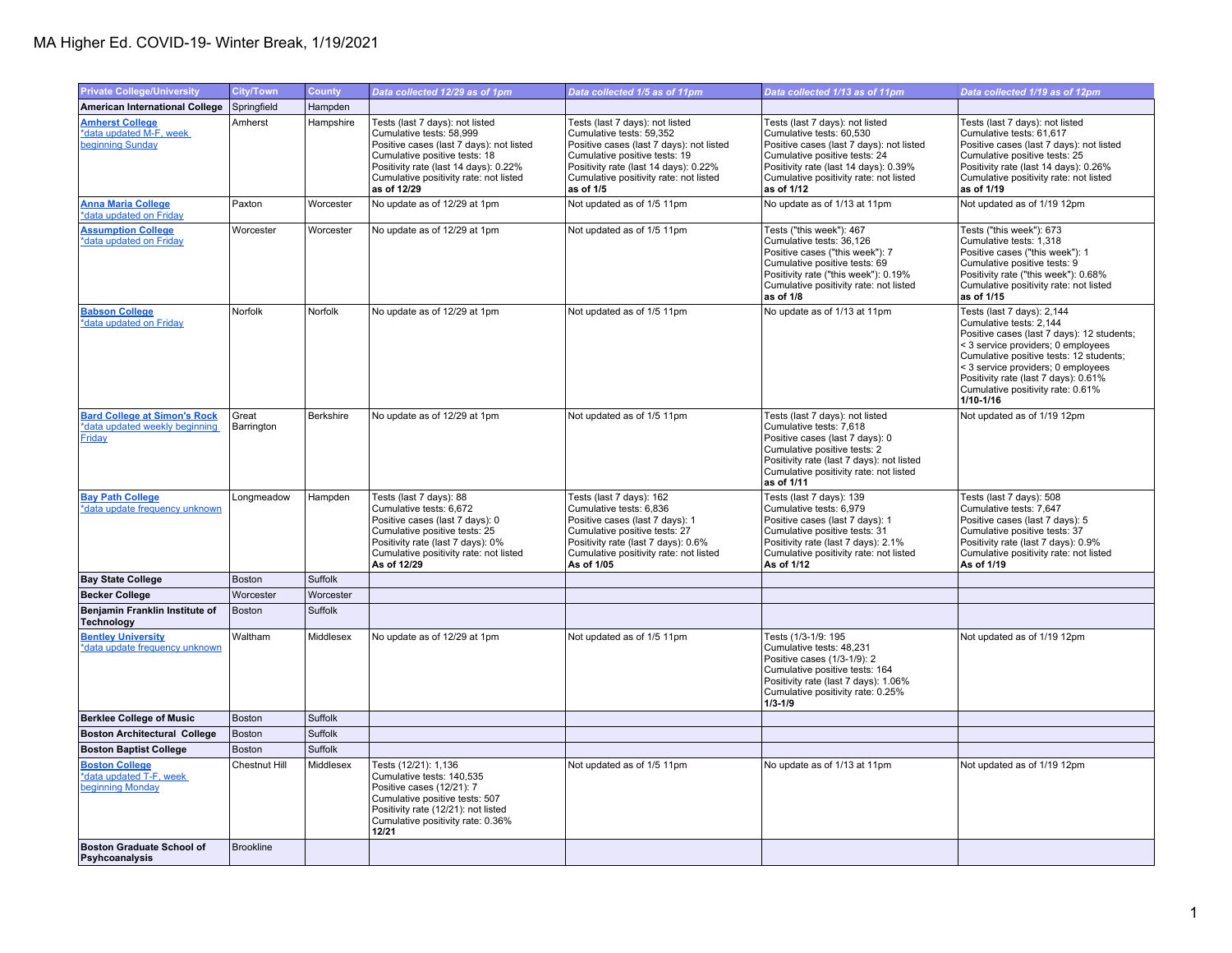# MA Higher Ed. COVID-19- Winter Break, 1/19/2021

| Private College/University | City/Town | County | Data collected 12/29 as of 1pm | Data collected 1/5 as of 11pm | Data collected 1/13 as of 11pm | Data collected 1/19 as of 12pm |
|---|---|---|---|---|---|---|
| **American International College** | Springfield | Hampden | | | | |
| **Amherst College** *data updated M-F, week beginning Sunday | Amherst | Hampshire | Tests (last 7 days): not listed<br>Cumulative tests: 58,999<br>Positive cases (last 7 days): not listed<br>Cumulative positive tests: 18<br>Positivity rate (last 14 days): 0.22%<br>Cumulative positivity rate: not listed<br>**as of 12/29** | Tests (last 7 days): not listed<br>Cumulative tests: 59,352<br>Positive cases (last 7 days): not listed<br>Cumulative positive tests: 19<br>Positivity rate (last 14 days): 0.22%<br>Cumulative positivity rate: not listed<br>**as of 1/5** | Tests (last 7 days): not listed<br>Cumulative tests: 60,530<br>Positive cases (last 7 days): not listed<br>Cumulative positive tests: 24<br>Positivity rate (last 14 days): 0.39%<br>Cumulative positivity rate: not listed<br>**as of 1/12** | Tests (last 7 days): not listed<br>Cumulative tests: 61,617<br>Positive cases (last 7 days): not listed<br>Cumulative positive tests: 25<br>Positivity rate (last 14 days): 0.26%<br>Cumulative positivity rate: not listed<br>**as of 1/19** |
| **Anna Maria College** *data updated on Friday | Paxton | Worcester | No update as of 12/29 at 1pm | Not updated as of 1/5 11pm | No update as of 1/13 at 11pm | Not updated as of 1/19 12pm |
| **Assumption College** *data updated on Friday | Worcester | Worcester | No update as of 12/29 at 1pm | Not updated as of 1/5 11pm | Tests ("this week"): 467<br>Cumulative tests: 36,126<br>Positive cases ("this week"): 7<br>Cumulative positive tests: 69<br>Positivity rate ("this week"): 0.19%<br>Cumulative positivity rate: not listed<br>**as of 1/8** | Tests ("this week"): 673<br>Cumulative tests: 1,318<br>Positive cases ("this week"): 1<br>Cumulative positive tests: 9<br>Positivity rate ("this week"): 0.68%<br>Cumulative positivity rate: not listed<br>**as of 1/15** |
| **Babson College** *data updated on Friday | Norfolk | Norfolk | No update as of 12/29 at 1pm | Not updated as of 1/5 11pm | No update as of 1/13 at 11pm | Tests (last 7 days): 2,144<br>Cumulative tests: 2,144<br>Positive cases (last 7 days): 12 students; < 3 service providers; 0 employees<br>Cumulative positive tests: 12 students; < 3 service providers; 0 employees<br>Positivity rate (last 7 days): 0.61%<br>Cumulative positivity rate: 0.61%<br>**1/10-1/16** |
| **Bard College at Simon's Rock** *data updated weekly beginning Friday | Great Barrington | Berkshire | No update as of 12/29 at 1pm | Not updated as of 1/5 11pm | Tests (last 7 days): not listed<br>Cumulative tests: 7,618<br>Positive cases (last 7 days): 0<br>Cumulative positive tests: 2<br>Positivity rate (last 7 days): not listed<br>Cumulative positivity rate: not listed<br>**as of 1/11** | Not updated as of 1/19 12pm |
| **Bay Path College** *data update frequency unknown | Longmeadow | Hampden | Tests (last 7 days): 88<br>Cumulative tests: 6,672<br>Positive cases (last 7 days): 0<br>Cumulative positive tests: 25<br>Positivity rate (last 7 days): 0%<br>Cumulative positivity rate: not listed<br>**As of 12/29** | Tests (last 7 days): 162<br>Cumulative tests: 6,836<br>Positive cases (last 7 days): 1<br>Cumulative positive tests: 27<br>Positivity rate (last 7 days): 0.6%<br>Cumulative positivity rate: not listed<br>**As of 1/05** | Tests (last 7 days): 139<br>Cumulative tests: 6,979<br>Positive cases (last 7 days): 1<br>Cumulative positive tests: 31<br>Positivity rate (last 7 days): 2.1%<br>Cumulative positivity rate: not listed<br>**As of 1/12** | Tests (last 7 days): 508<br>Cumulative tests: 7,647<br>Positive cases (last 7 days): 5<br>Cumulative positive tests: 37<br>Positivity rate (last 7 days): 0.9%<br>Cumulative positivity rate: not listed<br>**As of 1/19** |
| **Bay State College** | Boston | Suffolk | | | | |
| **Becker College** | Worcester | Worcester | | | | |
| **Benjamin Franklin Institute of Technology** | Boston | Suffolk | | | | |
| **Bentley University** *data update frequency unknown | Waltham | Middlesex | No update as of 12/29 at 1pm | Not updated as of 1/5 11pm | Tests (1/3-1/9: 195<br>Cumulative tests: 48,231<br>Positive cases (1/3-1/9): 2<br>Cumulative positive tests: 164<br>Positivity rate (last 7 days): 1.06%<br>Cumulative positivity rate: 0.25%<br>**1/3-1/9** | Not updated as of 1/19 12pm |
| **Berklee College of Music** | Boston | Suffolk | | | | |
| **Boston Architectural College** | Boston | Suffolk | | | | |
| **Boston Baptist College** | Boston | Suffolk | | | | |
| **Boston College** *data updated T-F, week beginning Monday | Chestnut Hill | Middlesex | Tests (12/21): 1,136<br>Cumulative tests: 140,535<br>Positive cases (12/21): 7<br>Cumulative positive tests: 507<br>Positivity rate (12/21): not listed<br>Cumulative positivity rate: 0.36%<br>**12/21** | Not updated as of 1/5 11pm | No update as of 1/13 at 11pm | Not updated as of 1/19 12pm |
| **Boston Graduate School of Psyhcoanalysis** | Brookline | | | | | |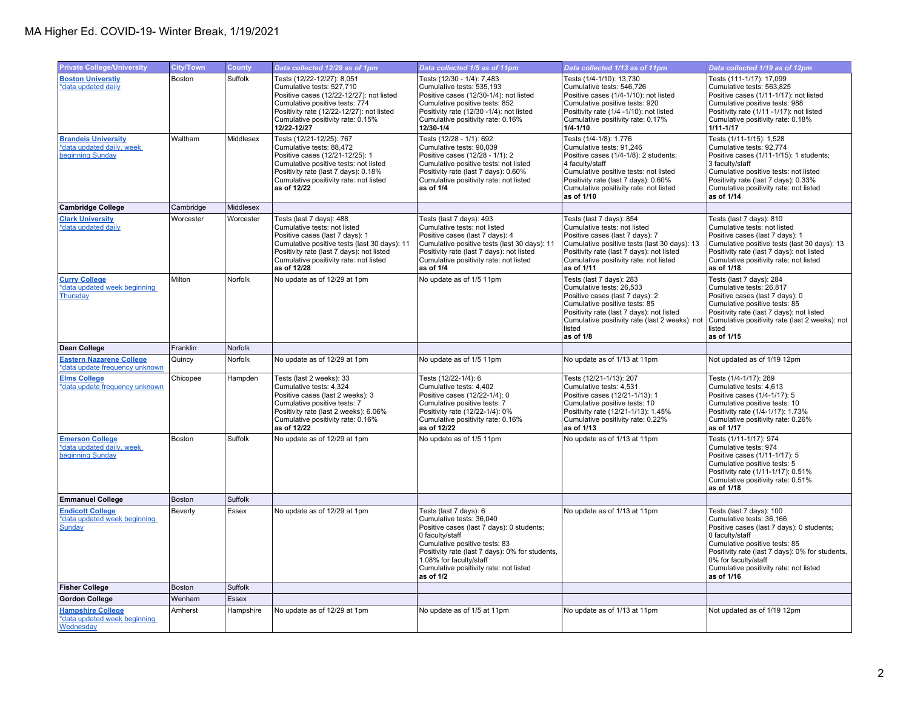# MA Higher Ed. COVID-19- Winter Break, 1/19/2021

| Private College/University | City/Town | County | *Data collected 12/29 as of 1pm* | *Data collected 1/5 as of 11pm* | *Data collected 1/13 as of 11pm* | *Data collected 1/19 as of 12pm* |
|---|---|---|---|---|---|---|
| **Boston Universtiy** *data updated daily | Boston | Suffolk | Tests (12/22-12/27): 8,051<br>Cumulative tests: 527,710<br>Positive cases (12/22-12/27): not listed<br>Cumulative positive tests: 774<br>Positivity rate (12/22-12/27): not listed<br>Cumulative positivity rate: 0.15%<br>**12/22-12/27** | Tests (12/30 - 1/4): 7,483<br>Cumulative tests: 535,193<br>Positive cases (12/30-1/4): not listed<br>Cumulative positive tests: 852<br>Positivity rate (12/30 -1/4): not listed<br>Cumulative positivity rate: 0.16%<br>**12/30-1/4** | Tests (1/4-1/10): 13,730<br>Cumulative tests: 546,726<br>Positive cases (1/4-1/10): not listed<br>Cumulative positive tests: 920<br>Positivity rate (1/4 -1/10): not listed<br>Cumulative positivity rate: 0.17%<br>**1/4-1/10** | Tests (111-1/17): 17,099<br>Cumulative tests: 563,825<br>Positive cases (1/11-1/17): not listed<br>Cumulative positive tests: 988<br>Positivity rate (1/11 -1/17): not listed<br>Cumulative positivity rate: 0.18%<br>**1/11-1/17** |
| **Brandeis University** *data updated daily, week beginning Sunday | Waltham | Middlesex | Tests (12/21-12/25): 767<br>Cumulative tests: 88,472<br>Positive cases (12/21-12/25): 1<br>Cumulative positive tests: not listed<br>Positivity rate (last 7 days): 0.18%<br>Cumulative positivity rate: not listed<br>**as of 12/22** | Tests (12/28 - 1/1): 692<br>Cumulative tests: 90,039<br>Positive cases (12/28 - 1/1): 2<br>Cumulative positive tests: not listed<br>Positivity rate (last 7 days): 0.60%<br>Cumulative positivity rate: not listed<br>**as of 1/4** | Tests (1/4-1/8): 1,776<br>Cumulative tests: 91,246<br>Positive cases (1/4-1/8): 2 students; 4 faculty/staff<br>Cumulative positive tests: not listed<br>Positivity rate (last 7 days): 0.60%<br>Cumulative positivity rate: not listed<br>**as of 1/10** | Tests (1/11-1/15): 1,528<br>Cumulative tests: 92,774<br>Positive cases (1/11-1/15): 1 students; 3 faculty/staff<br>Cumulative positive tests: not listed<br>Positivity rate (last 7 days): 0.33%<br>Cumulative positivity rate: not listed<br>**as of 1/14** |
| **Cambridge College** | Cambridge | Middlesex | | | | |
| **Clark University** *data updated daily | Worcester | Worcester | Tests (last 7 days): 488<br>Cumulative tests: not listed<br>Positive cases (last 7 days): 1<br>Cumulative positive tests (last 30 days): 11<br>Positivity rate (last 7 days): not listed<br>Cumulative positivity rate: not listed<br>**as of 12/28** | Tests (last 7 days): 493<br>Cumulative tests: not listed<br>Positive cases (last 7 days): 4<br>Cumulative positive tests (last 30 days): 11<br>Positivity rate (last 7 days): not listed<br>Cumulative positivity rate: not listed<br>**as of 1/4** | Tests (last 7 days): 854<br>Cumulative tests: not listed<br>Positive cases (last 7 days): 7<br>Cumulative positive tests (last 30 days): 13<br>Positivity rate (last 7 days): not listed<br>Cumulative positivity rate: not listed<br>**as of 1/11** | Tests (last 7 days): 810<br>Cumulative tests: not listed<br>Positive cases (last 7 days): 1<br>Cumulative positive tests (last 30 days): 13<br>Positivity rate (last 7 days): not listed<br>Cumulative positivity rate: not listed<br>**as of 1/18** |
| **Curry College** *data updated week beginning Thursday | Milton | Norfolk | No update as of 12/29 at 1pm | No update as of 1/5 11pm | Tests (last 7 days): 283<br>Cumulative tests: 26,533<br>Positive cases (last 7 days): 2<br>Cumulative positive tests: 85<br>Positivity rate (last 7 days): not listed<br>Cumulative positivity rate (last 2 weeks): not listed<br>**as of 1/8** | Tests (last 7 days): 284<br>Cumulative tests: 26,817<br>Positive cases (last 7 days): 0<br>Cumulative positive tests: 85<br>Positivity rate (last 7 days): not listed<br>Cumulative positivity rate (last 2 weeks): not listed<br>**as of 1/15** |
| **Dean College** | Franklin | Norfolk | | | | |
| **Eastern Nazarene College** *data update frequency unknown | Quincy | Norfolk | No update as of 12/29 at 1pm | No update as of 1/5 11pm | No update as of 1/13 at 11pm | Not updated as of 1/19 12pm |
| **Elms College** *data update frequency unknown | Chicopee | Hampden | Tests (last 2 weeks): 33<br>Cumulative tests: 4,324<br>Positive cases (last 2 weeks): 3<br>Cumulative positive tests: 7<br>Positivity rate (last 2 weeks): 6.06%<br>Cumulative positivity rate: 0.16%<br>**as of 12/22** | Tests (12/22-1/4): 6<br>Cumulative tests: 4,402<br>Positive cases (12/22-1/4): 0<br>Cumulative positive tests: 7<br>Positivity rate (12/22-1/4): 0%<br>Cumulative positivity rate: 0.16%<br>**as of 12/22** | Tests (12/21-1/13): 207<br>Cumulative tests: 4,531<br>Positive cases (12/21-1/13): 1<br>Cumulative positive tests: 10<br>Positivity rate (12/21-1/13): 1.45%<br>Cumulative positivity rate: 0.22%<br>**as of 1/13** | Tests (1/4-1/17): 289<br>Cumulative tests: 4,613<br>Positive cases (1/4-1/17): 5<br>Cumulative positive tests: 10<br>Positivity rate (1/4-1/17): 1.73%<br>Cumulative positivity rate: 0.26%<br>**as of 1/17** |
| **Emerson College** *data updated daily, week beginning Sunday | Boston | Suffolk | No update as of 12/29 at 1pm | No update as of 1/5 11pm | No update as of 1/13 at 11pm | Tests (1/11-1/17): 974<br>Cumulative tests: 974<br>Positive cases (1/11-1/17): 5<br>Cumulative positive tests: 5<br>Positivity rate (1/11-1/17): 0.51%<br>Cumulative positivity rate: 0.51%<br>**as of 1/18** |
| **Emmanuel College** | Boston | Suffolk | | | | |
| **Endicott College** *data updated week beginning Sunday | Beverly | Essex | No update as of 12/29 at 1pm | Tests (last 7 days): 6<br>Cumulative tests: 36,040<br>Positive cases (last 7 days): 0 students; 0 faculty/staff<br>Cumulative positive tests: 83<br>Positivity rate (last 7 days): 0% for students, 1.08% for faculty/staff<br>Cumulative positivity rate: not listed<br>**as of 1/2** | No update as of 1/13 at 11pm | Tests (last 7 days): 100<br>Cumulative tests: 36,166<br>Positive cases (last 7 days): 0 students; 0 faculty/staff<br>Cumulative positive tests: 85<br>Positivity rate (last 7 days): 0% for students, 0% for faculty/staff<br>Cumulative positivity rate: not listed<br>**as of 1/16** |
| **Fisher College** | Boston | Suffolk | | | | |
| **Gordon College** | Wenham | Essex | | | | |
| **Hampshire College** *data updated week beginning Wednesday | Amherst | Hampshire | No update as of 12/29 at 1pm | No update as of 1/5 at 11pm | No update as of 1/13 at 11pm | Not updated as of 1/19 12pm |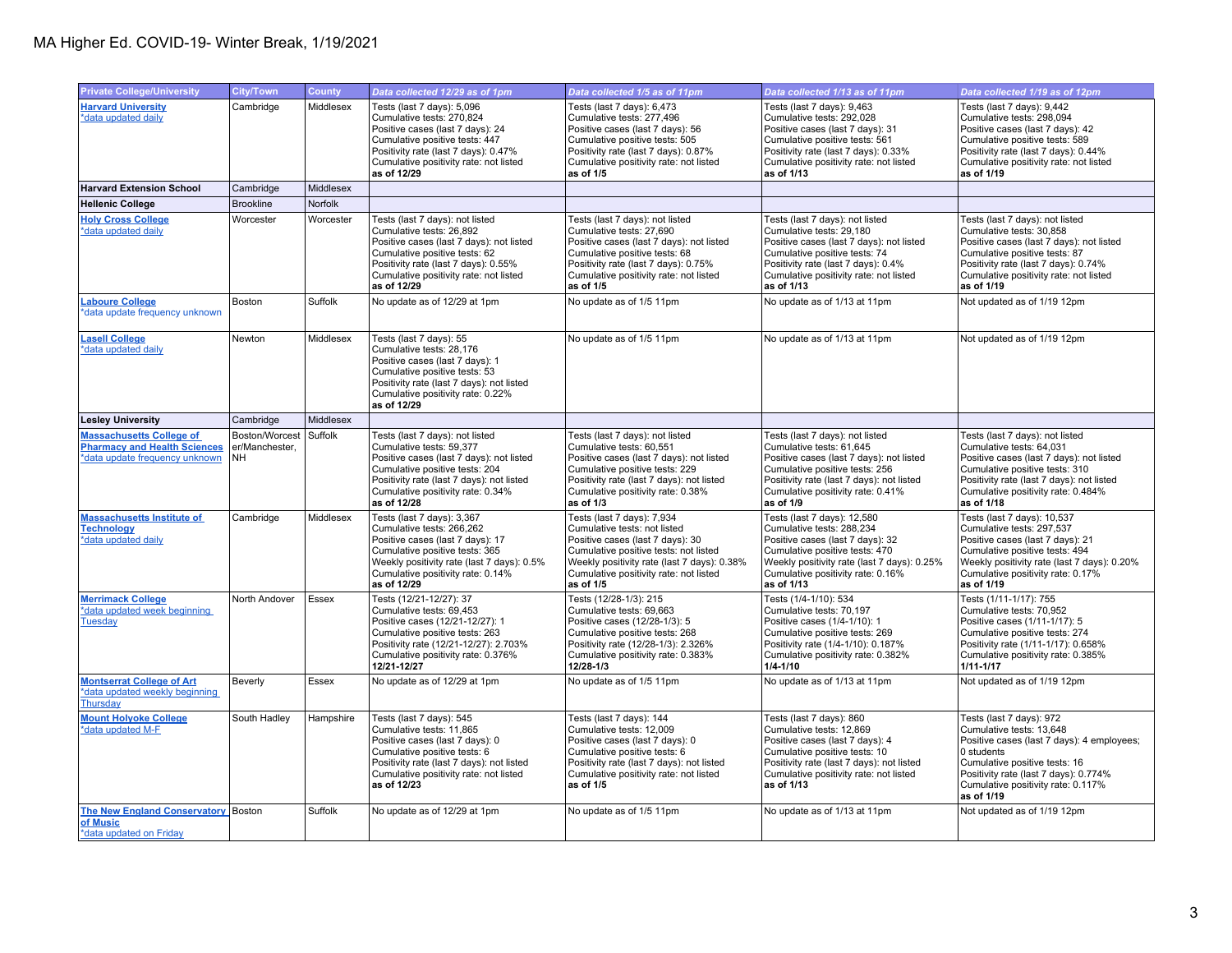# MA Higher Ed. COVID-19- Winter Break, 1/19/2021

| Private College/University | City/Town | County | Data collected 12/29 as of 1pm | Data collected 1/5 as of 11pm | Data collected 1/13 as of 11pm | Data collected 1/19 as of 12pm |
|---|---|---|---|---|---|---|
| **Harvard University**<br>*data updated daily | Cambridge | Middlesex | Tests (last 7 days): 5,096<br>Cumulative tests: 270,824<br>Positive cases (last 7 days): 24<br>Cumulative positive tests: 447<br>Positivity rate (last 7 days): 0.47%<br>Cumulative positivity rate: not listed<br>**as of 12/29** | Tests (last 7 days): 6,473<br>Cumulative tests: 277,496<br>Positive cases (last 7 days): 56<br>Cumulative positive tests: 505<br>Positivity rate (last 7 days): 0.87%<br>Cumulative positivity rate: not listed<br>**as of 1/5** | Tests (last 7 days): 9,463<br>Cumulative tests: 292,028<br>Positive cases (last 7 days): 31<br>Cumulative positive tests: 561<br>Positivity rate (last 7 days): 0.33%<br>Cumulative positivity rate: not listed<br>**as of 1/13** | Tests (last 7 days): 9,442<br>Cumulative tests: 298,094<br>Positive cases (last 7 days): 42<br>Cumulative positive tests: 589<br>Positivity rate (last 7 days): 0.44%<br>Cumulative positivity rate: not listed<br>**as of 1/19** |
| **Harvard Extension School** | Cambridge | Middlesex | | | | |
| **Hellenic College** | Brookline | Norfolk | | | | |
| **Holy Cross College**<br>*data updated daily | Worcester | Worcester | Tests (last 7 days): not listed<br>Cumulative tests: 26,892<br>Positive cases (last 7 days): not listed<br>Cumulative positive tests: 62<br>Positivity rate (last 7 days): 0.55%<br>Cumulative positivity rate: not listed<br>**as of 12/29** | Tests (last 7 days): not listed<br>Cumulative tests: 27,690<br>Positive cases (last 7 days): not listed<br>Cumulative positive tests: 68<br>Positivity rate (last 7 days): 0.75%<br>Cumulative positivity rate: not listed<br>**as of 1/5** | Tests (last 7 days): not listed<br>Cumulative tests: 29,180<br>Positive cases (last 7 days): not listed<br>Cumulative positive tests: 74<br>Positivity rate (last 7 days): 0.4%<br>Cumulative positivity rate: not listed<br>**as of 1/13** | Tests (last 7 days): not listed<br>Cumulative tests: 30,858<br>Positive cases (last 7 days): not listed<br>Cumulative positive tests: 87<br>Positivity rate (last 7 days): 0.74%<br>Cumulative positivity rate: not listed<br>**as of 1/19** |
| **Laboure College**<br>*data update frequency unknown | Boston | Suffolk | No update as of 12/29 at 1pm | No update as of 1/5 11pm | No update as of 1/13 at 11pm | Not updated as of 1/19 12pm |
| **Lasell College**<br>*data updated daily | Newton | Middlesex | Tests (last 7 days): 55<br>Cumulative tests: 28,176<br>Positive cases (last 7 days): 1<br>Cumulative positive tests: 53<br>Positivity rate (last 7 days): not listed<br>Cumulative positivity rate: 0.22%<br>**as of 12/29** | No update as of 1/5 11pm | No update as of 1/13 at 11pm | Not updated as of 1/19 12pm |
| **Lesley University** | Cambridge | Middlesex | | | | |
| **Massachusetts College of Pharmacy and Health Sciences**<br>*data update frequency unknown | Boston/Worcester/Manchester, NH | Suffolk | Tests (last 7 days): not listed<br>Cumulative tests: 59,377<br>Positive cases (last 7 days): not listed<br>Cumulative positive tests: 204<br>Positivity rate (last 7 days): not listed<br>Cumulative positivity rate: 0.34%<br>**as of 12/28** | Tests (last 7 days): not listed<br>Cumulative tests: 60,551<br>Positive cases (last 7 days): not listed<br>Cumulative positive tests: 229<br>Positivity rate (last 7 days): not listed<br>Cumulative positivity rate: 0.38%<br>**as of 1/3** | Tests (last 7 days): not listed<br>Cumulative tests: 61,645<br>Positive cases (last 7 days): not listed<br>Cumulative positive tests: 256<br>Positivity rate (last 7 days): not listed<br>Cumulative positivity rate: 0.41%<br>**as of 1/9** | Tests (last 7 days): not listed<br>Cumulative tests: 64,031<br>Positive cases (last 7 days): not listed<br>Cumulative positive tests: 310<br>Positivity rate (last 7 days): not listed<br>Cumulative positivity rate: 0.484%<br>**as of 1/18** |
| **Massachusetts Institute of Technology**<br>*data updated daily | Cambridge | Middlesex | Tests (last 7 days): 3,367<br>Cumulative tests: 266,262<br>Positive cases (last 7 days): 17<br>Cumulative positive tests: 365<br>Weekly positivity rate (last 7 days): 0.5%<br>Cumulative positivity rate: 0.14%<br>**as of 12/29** | Tests (last 7 days): 7,934<br>Cumulative tests: not listed<br>Positive cases (last 7 days): 30<br>Cumulative positive tests: not listed<br>Weekly positivity rate (last 7 days): 0.38%<br>Cumulative positivity rate: not listed<br>**as of 1/5** | Tests (last 7 days): 12,580<br>Cumulative tests: 288,234<br>Positive cases (last 7 days): 32<br>Cumulative positive tests: 470<br>Weekly positivity rate (last 7 days): 0.25%<br>Cumulative positivity rate: 0.16%<br>**as of 1/13** | Tests (last 7 days): 10,537<br>Cumulative tests: 297,537<br>Positive cases (last 7 days): 21<br>Cumulative positive tests: 494<br>Weekly positivity rate (last 7 days): 0.20%<br>Cumulative positivity rate: 0.17%<br>**as of 1/19** |
| **Merrimack College**<br>*data updated week beginning Tuesday | North Andover | Essex | Tests (12/21-12/27): 37<br>Cumulative tests: 69,453<br>Positive cases (12/21-12/27): 1<br>Cumulative positive tests: 263<br>Positivity rate (12/21-12/27): 2.703%<br>Cumulative positivity rate: 0.376%<br>**12/21-12/27** | Tests (12/28-1/3): 215<br>Cumulative tests: 69,663<br>Positive cases (12/28-1/3): 5<br>Cumulative positive tests: 268<br>Positivity rate (12/28-1/3): 2.326%<br>Cumulative positivity rate: 0.383%<br>**12/28-1/3** | Tests (1/4-1/10): 534<br>Cumulative tests: 70,197<br>Positive cases (1/4-1/10): 1<br>Cumulative positive tests: 269<br>Positivity rate (1/4-1/10): 0.187%<br>Cumulative positivity rate: 0.382%<br>**1/4-1/10** | Tests (1/11-1/17): 755<br>Cumulative tests: 70,952<br>Positive cases (1/11-1/17): 5<br>Cumulative positive tests: 274<br>Positivity rate (1/11-1/17): 0.658%<br>Cumulative positivity rate: 0.385%<br>**1/11-1/17** |
| **Montserrat College of Art**<br>*data updated weekly beginning Thursday | Beverly | Essex | No update as of 12/29 at 1pm | No update as of 1/5 11pm | No update as of 1/13 at 11pm | Not updated as of 1/19 12pm |
| **Mount Holyoke College**<br>*data updated M-F | South Hadley | Hampshire | Tests (last 7 days): 545<br>Cumulative tests: 11,865<br>Positive cases (last 7 days): 0<br>Cumulative positive tests: 6<br>Positivity rate (last 7 days): not listed<br>Cumulative positivity rate: not listed<br>**as of 12/23** | Tests (last 7 days): 144<br>Cumulative tests: 12,009<br>Positive cases (last 7 days): 0<br>Cumulative positive tests: 6<br>Positivity rate (last 7 days): not listed<br>Cumulative positivity rate: not listed<br>**as of 1/5** | Tests (last 7 days): 860<br>Cumulative tests: 12,869<br>Positive cases (last 7 days): 4<br>Cumulative positive tests: 10<br>Positivity rate (last 7 days): not listed<br>Cumulative positivity rate: not listed<br>**as of 1/13** | Tests (last 7 days): 972<br>Cumulative tests: 13,648<br>Positive cases (last 7 days): 4 employees; 0 students<br>Cumulative positive tests: 16<br>Positivity rate (last 7 days): 0.774%<br>Cumulative positivity rate: 0.117%<br>**as of 1/19** |
| **The New England Conservatory of Music**<br>*data updated on Friday | Boston | Suffolk | No update as of 12/29 at 1pm | No update as of 1/5 11pm | No update as of 1/13 at 11pm | Not updated as of 1/19 12pm |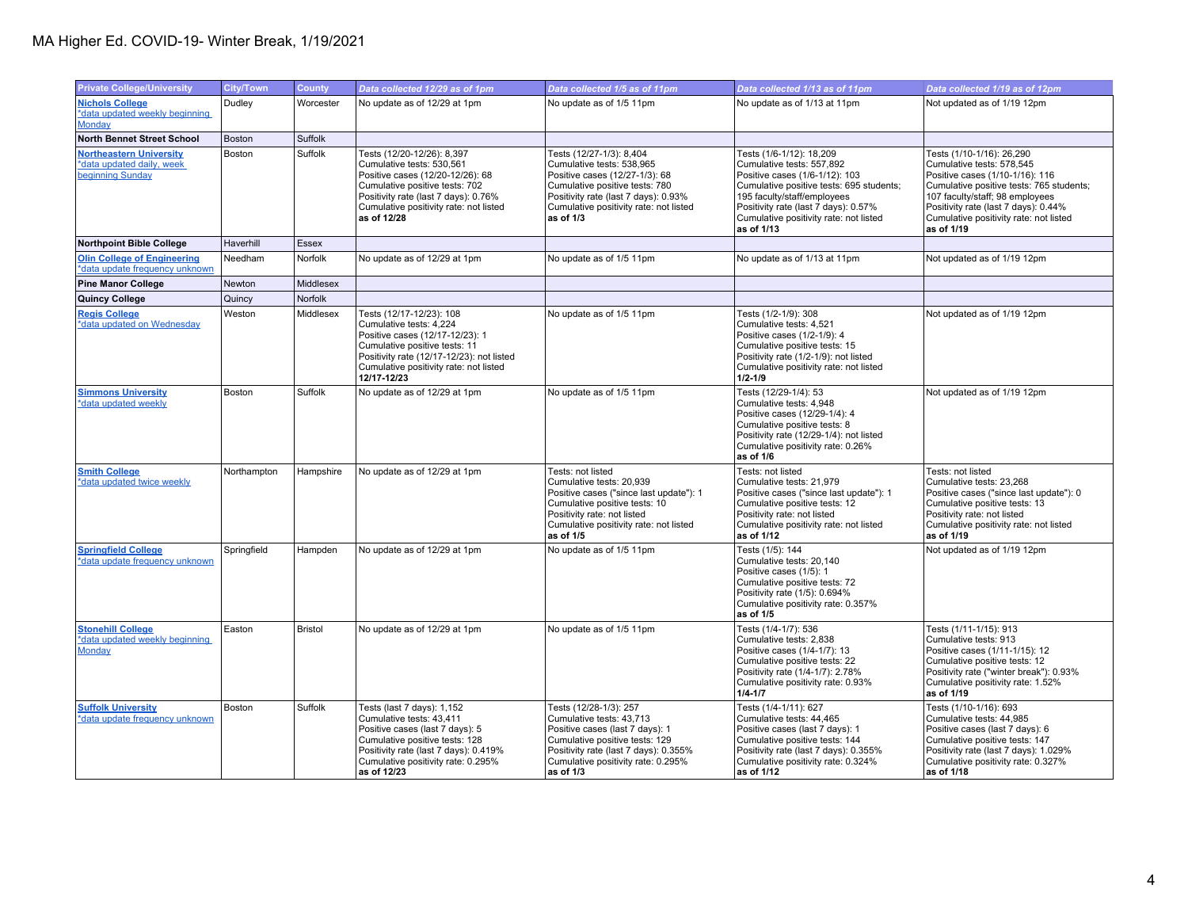# MA Higher Ed. COVID-19- Winter Break, 1/19/2021

| Private College/University | City/Town | County | Data collected 12/29 as of 1pm | Data collected 1/5 as of 11pm | Data collected 1/13 as of 11pm | Data collected 1/19 as of 12pm |
|---|---|---|---|---|---|---|
| **Nichols College** *data updated weekly beginning Monday | Dudley | Worcester | No update as of 12/29 at 1pm | No update as of 1/5 11pm | No update as of 1/13 at 11pm | Not updated as of 1/19 12pm |
| **North Bennet Street School** | Boston | Suffolk | | | | |
| **Northeastern University** *data updated daily, week beginning Sunday | Boston | Suffolk | Tests (12/20-12/26): 8,397<br>Cumulative tests: 530,561<br>Positive cases (12/20-12/26): 68<br>Cumulative positive tests: 702<br>Positivity rate (last 7 days): 0.76%<br>Cumulative positivity rate: not listed<br>**as of 12/28** | Tests (12/27-1/3): 8,404<br>Cumulative tests: 538,965<br>Positive cases (12/27-1/3): 68<br>Cumulative positive tests: 780<br>Positivity rate (last 7 days): 0.93%<br>Cumulative positivity rate: not listed<br>**as of 1/3** | Tests (1/6-1/12): 18,209<br>Cumulative tests: 557,892<br>Positive cases (1/6-1/12): 103<br>Cumulative positive tests: 695 students; 195 faculty/staff/employees<br>Positivity rate (last 7 days): 0.57%<br>Cumulative positivity rate: not listed<br>**as of 1/13** | Tests (1/10-1/16): 26,290<br>Cumulative tests: 578,545<br>Positive cases (1/10-1/16): 116<br>Cumulative positive tests: 765 students; 107 faculty/staff; 98 employees<br>Positivity rate (last 7 days): 0.44%<br>Cumulative positivity rate: not listed<br>**as of 1/19** |
| **Northpoint Bible College** | Haverhill | Essex | | | | |
| **Olin College of Engineering** *data update frequency unknown | Needham | Norfolk | No update as of 12/29 at 1pm | No update as of 1/5 11pm | No update as of 1/13 at 11pm | Not updated as of 1/19 12pm |
| **Pine Manor College** | Newton | Middlesex | | | | |
| **Quincy College** | Quincy | Norfolk | | | | |
| **Regis College** *data updated on Wednesday | Weston | Middlesex | Tests (12/17-12/23): 108<br>Cumulative tests: 4,224<br>Positive cases (12/17-12/23): 1<br>Cumulative positive tests: 11<br>Positivity rate (12/17-12/23): not listed<br>Cumulative positivity rate: not listed<br>**12/17-12/23** | No update as of 1/5 11pm | Tests (1/2-1/9): 308<br>Cumulative tests: 4,521<br>Positive cases (1/2-1/9): 4<br>Cumulative positive tests: 15<br>Positivity rate (1/2-1/9): not listed<br>Cumulative positivity rate: not listed<br>**1/2-1/9** | Not updated as of 1/19 12pm |
| **Simmons University** *data updated weekly | Boston | Suffolk | No update as of 12/29 at 1pm | No update as of 1/5 11pm | Tests (12/29-1/4): 53<br>Cumulative tests: 4,948<br>Positive cases (12/29-1/4): 4<br>Cumulative positive tests: 8<br>Positivity rate (12/29-1/4): not listed<br>Cumulative positivity rate: 0.26%<br>**as of 1/6** | Not updated as of 1/19 12pm |
| **Smith College** *data updated twice weekly | Northampton | Hampshire | No update as of 12/29 at 1pm | Tests: not listed<br>Cumulative tests: 20,939<br>Positive cases ("since last update"): 1<br>Cumulative positive tests: 10<br>Positivity rate: not listed<br>Cumulative positivity rate: not listed<br>**as of 1/5** | Tests: not listed<br>Cumulative tests: 21,979<br>Positive cases ("since last update"): 1<br>Cumulative positive tests: 12<br>Positivity rate: not listed<br>Cumulative positivity rate: not listed<br>**as of 1/12** | Tests: not listed<br>Cumulative tests: 23,268<br>Positive cases ("since last update"): 0<br>Cumulative positive tests: 13<br>Positivity rate: not listed<br>Cumulative positivity rate: not listed<br>**as of 1/19** |
| **Springfield College** *data update frequency unknown | Springfield | Hampden | No update as of 12/29 at 1pm | No update as of 1/5 11pm | Tests (1/5): 144<br>Cumulative tests: 20,140<br>Positive cases (1/5): 1<br>Cumulative positive tests: 72<br>Positivity rate (1/5): 0.694%<br>Cumulative positivity rate: 0.357%<br>**as of 1/5** | Not updated as of 1/19 12pm |
| **Stonehill College** *data updated weekly beginning Monday | Easton | Bristol | No update as of 12/29 at 1pm | No update as of 1/5 11pm | Tests (1/4-1/7): 536<br>Cumulative tests: 2,838<br>Positive cases (1/4-1/7): 13<br>Cumulative positive tests: 22<br>Positivity rate (1/4-1/7): 2.78%<br>Cumulative positivity rate: 0.93%<br>**1/4-1/7** | Tests (1/11-1/15): 913<br>Cumulative tests: 913<br>Positive cases (1/11-1/15): 12<br>Cumulative positive tests: 12<br>Positivity rate ("winter break"): 0.93%<br>Cumulative positivity rate: 1.52%<br>**as of 1/19** |
| **Suffolk University** *data update frequency unknown | Boston | Suffolk | Tests (last 7 days): 1,152<br>Cumulative tests: 43,411<br>Positive cases (last 7 days): 5<br>Cumulative positive tests: 128<br>Positivity rate (last 7 days): 0.419%<br>Cumulative positivity rate: 0.295%<br>**as of 12/23** | Tests (12/28-1/3): 257<br>Cumulative tests: 43,713<br>Positive cases (last 7 days): 1<br>Cumulative positive tests: 129<br>Positivity rate (last 7 days): 0.355%<br>Cumulative positivity rate: 0.295%<br>**as of 1/3** | Tests (1/4-1/11): 627<br>Cumulative tests: 44,465<br>Positive cases (last 7 days): 1<br>Cumulative positive tests: 144<br>Positivity rate (last 7 days): 0.355%<br>Cumulative positivity rate: 0.324%<br>**as of 1/12** | Tests (1/10-1/16): 693<br>Cumulative tests: 44,985<br>Positive cases (last 7 days): 6<br>Cumulative positive tests: 147<br>Positivity rate (last 7 days): 1.029%<br>Cumulative positivity rate: 0.327%<br>**as of 1/18** |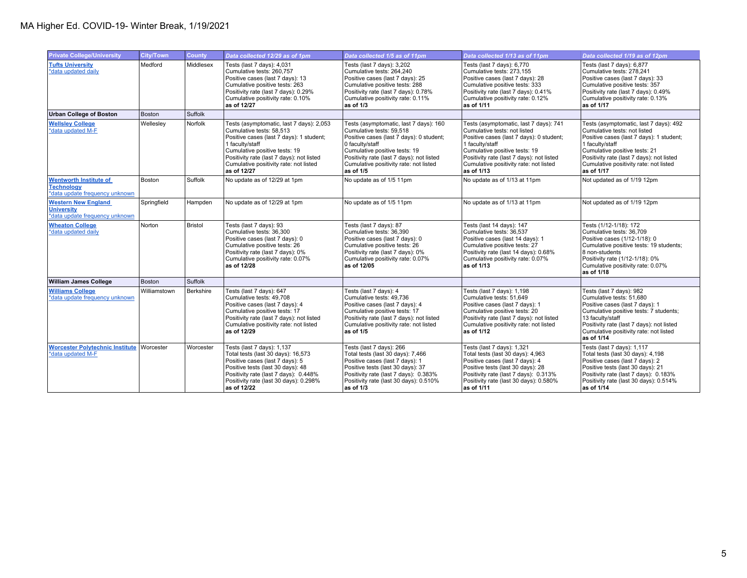# MA Higher Ed. COVID-19- Winter Break, 1/19/2021

| Private College/University | City/Town | County | Data collected 12/29 as of 1pm | Data collected 1/5 as of 11pm | Data collected 1/13 as of 11pm | Data collected 1/19 as of 12pm |
|---|---|---|---|---|---|---|
| Tufts University *data updated daily | Medford | Middlesex | Tests (last 7 days): 4,031<br>Cumulative tests: 260,757<br>Positive cases (last 7 days): 13<br>Cumulative positive tests: 263<br>Positivity rate (last 7 days): 0.29%<br>Cumulative positivity rate: 0.10%<br>**as of 12/27** | Tests (last 7 days): 3,202<br>Cumulative tests: 264,240<br>Positive cases (last 7 days): 25<br>Cumulative positive tests: 288<br>Positivity rate (last 7 days): 0.78%<br>Cumulative positivity rate: 0.11%<br>**as of 1/3** | Tests (last 7 days): 6,770<br>Cumulative tests: 273,155<br>Positive cases (last 7 days): 28<br>Cumulative positive tests: 333<br>Positivity rate (last 7 days): 0.41%<br>Cumulative positivity rate: 0.12%<br>**as of 1/11** | Tests (last 7 days): 6,877<br>Cumulative tests: 278,241<br>Positive cases (last 7 days): 33<br>Cumulative positive tests: 357<br>Positivity rate (last 7 days): 0.49%<br>Cumulative positivity rate: 0.13%<br>**as of 1/17** |
| **Urban College of Boston** | Boston | Suffolk | | | | |
| Wellesley College *data updated M-F | Wellesley | Norfolk | Tests (asymptomatic, last 7 days): 2,053<br>Cumulative tests: 58,513<br>Positive cases (last 7 days): 1 student; 1 faculty/staff<br>Cumulative positive tests: 19<br>Positivity rate (last 7 days): not listed<br>Cumulative positivity rate: not listed<br>**as of 12/27** | Tests (asymptomatic, last 7 days): 160<br>Cumulative tests: 59,518<br>Positive cases (last 7 days): 0 student; 0 faculty/staff<br>Cumulative positive tests: 19<br>Positivity rate (last 7 days): not listed<br>Cumulative positivity rate: not listed<br>**as of 1/5** | Tests (asymptomatic, last 7 days): 741<br>Cumulative tests: not listed<br>Positive cases (last 7 days): 0 student; 1 faculty/staff<br>Cumulative positive tests: 19<br>Positivity rate (last 7 days): not listed<br>Cumulative positivity rate: not listed<br>**as of 1/13** | Tests (asymptomatic, last 7 days): 492<br>Cumulative tests: not listed<br>Positive cases (last 7 days): 1 student; 1 faculty/staff<br>Cumulative positive tests: 21<br>Positivity rate (last 7 days): not listed<br>Cumulative positivity rate: not listed<br>**as of 1/17** |
| Wentworth Institute of Technology *data update frequency unknown | Boston | Suffolk | No update as of 12/29 at 1pm | No update as of 1/5 11pm | No update as of 1/13 at 11pm | Not updated as of 1/19 12pm |
| Western New England University *data update frequency unknown | Springfield | Hampden | No update as of 12/29 at 1pm | No update as of 1/5 11pm | No update as of 1/13 at 11pm | Not updated as of 1/19 12pm |
| Wheaton College *data updated daily | Norton | Bristol | Tests (last 7 days): 93<br>Cumulative tests: 36,300<br>Positive cases (last 7 days): 0<br>Cumulative positive tests: 26<br>Positivity rate (last 7 days): 0%<br>Cumulative positivity rate: 0.07%<br>**as of 12/28** | Tests (last 7 days): 87<br>Cumulative tests: 36,390<br>Positive cases (last 7 days): 0<br>Cumulative positive tests: 26<br>Positivity rate (last 7 days): 0%<br>Cumulative positivity rate: 0.07%<br>**as of 12/05** | Tests (last 14 days): 147<br>Cumulative tests: 36,537<br>Positive cases (last 14 days): 1<br>Cumulative positive tests: 27<br>Positivity rate (last 14 days): 0.68%<br>Cumulative positivity rate: 0.07%<br>**as of 1/13** | Tests (1/12-1/18): 172<br>Cumulative tests: 36,709<br>Positive cases (1/12-1/18): 0<br>Cumulative positive tests: 19 students; 8 non-students<br>Positivity rate (1/12-1/18): 0%<br>Cumulative positivity rate: 0.07%<br>**as of 1/18** |
| **William James College** | Boston | Suffolk | | | | |
| Williams College *data update frequency unknown | Williamstown | Berkshire | Tests (last 7 days): 647<br>Cumulative tests: 49,708<br>Positive cases (last 7 days): 4<br>Cumulative positive tests: 17<br>Positivity rate (last 7 days): not listed<br>Cumulative positivity rate: not listed<br>**as of 12/29** | Tests (last 7 days): 4<br>Cumulative tests: 49,736<br>Positive cases (last 7 days): 4<br>Cumulative positive tests: 17<br>Positivity rate (last 7 days): not listed<br>Cumulative positivity rate: not listed<br>**as of 1/5** | Tests (last 7 days): 1,198<br>Cumulative tests: 51,649<br>Positive cases (last 7 days): 1<br>Cumulative positive tests: 20<br>Positivity rate (last 7 days): not listed<br>Cumulative positivity rate: not listed<br>**as of 1/12** | Tests (last 7 days): 982<br>Cumulative tests: 51,680<br>Positive cases (last 7 days): 1<br>Cumulative positive tests: 7 students; 13 faculty/staff<br>Positivity rate (last 7 days): not listed<br>Cumulative positivity rate: not listed<br>**as of 1/14** |
| Worcester Polytechnic Institute *data updated M-F | Worcester | Worcester | Tests (last 7 days): 1,137<br>Total tests (last 30 days): 16,573<br>Positive cases (last 7 days): 5<br>Positive tests (last 30 days): 48<br>Positivity rate (last 7 days): 0.448%<br>Positivity rate (last 30 days): 0.298%<br>**as of 12/22** | Tests (last 7 days): 266<br>Total tests (last 30 days): 7,466<br>Positive cases (last 7 days): 1<br>Positive tests (last 30 days): 37<br>Positivity rate (last 7 days): 0.383%<br>Positivity rate (last 30 days): 0.510%<br>**as of 1/3** | Tests (last 7 days): 1,321<br>Total tests (last 30 days): 4,963<br>Positive cases (last 7 days): 4<br>Positive tests (last 30 days): 28<br>Positivity rate (last 7 days): 0.313%<br>Positivity rate (last 30 days): 0.580%<br>**as of 1/11** | Tests (last 7 days): 1,117<br>Total tests (last 30 days): 4,198<br>Positive cases (last 7 days): 2<br>Positive tests (last 30 days): 21<br>Positivity rate (last 7 days): 0.183%<br>Positivity rate (last 30 days): 0.514%<br>**as of 1/14** |